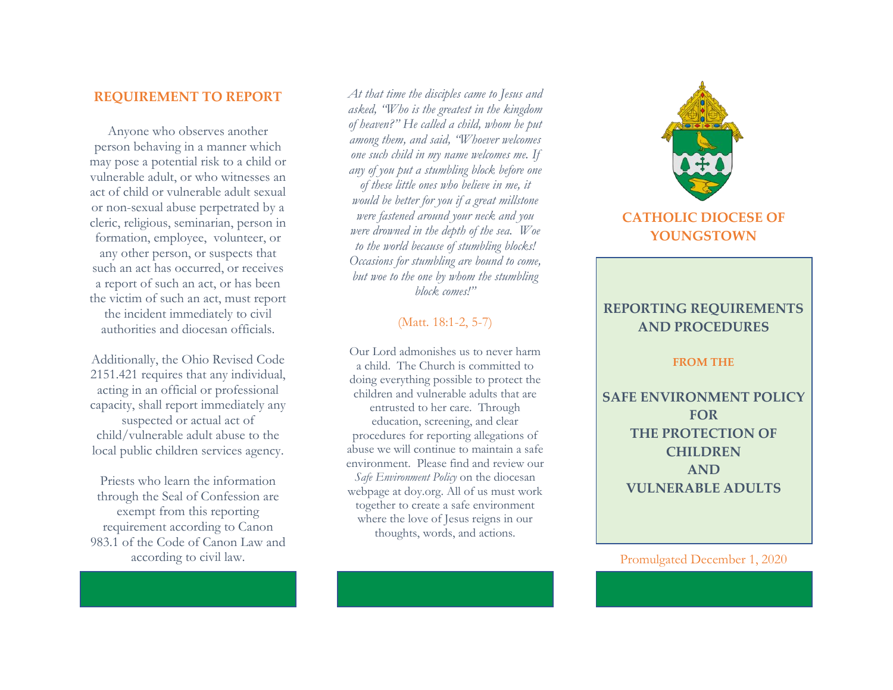## REQUIREMENT TO REPORT

Anyone who observes another person behaving in a manner which may pose a potential risk to a child or vulnerable adult, or who witnesses an act of child or vulnerable adult sexual or non-sexual abuse perpetrated by a cleric, religious, seminarian, person in formation, employee, volunteer, or any other person, or suspects that such an act has occurred, or receives a report of such an act, or has been the victim of such an act, must report the incident immediately to civil authorities and diocesan officials.

Additionally, the Ohio Revised Code 2151.421 requires that any individual, acting in an official or professional capacity, shall report immediately any suspected or actual act of child/vulnerable adult abuse to the local public children services agency.

Priests who learn the information through the Seal of Confession are exempt from this reporting requirement according to Canon 983.1 of the Code of Canon Law and according to civil law.

*At that time the disciples came to Jesus and asked, "Who is the greatest in the kingdom of heaven?" He called a child, whom he put among them, and said, "Whoever welcomes one such child in my name welcomes me. If any of you put a stumbling block before one of these little ones who believe in me, it would be better for you if a great millstone were fastened around your neck and you were drowned in the depth of the sea. Woe to the world because of stumbling blocks! Occasions for stumbling are bound to come, but woe to the one by whom the stumbling block comes!"*

(Matt. 18:1-2, 5-7)

Our Lord admonishes us to never harm a child. The Church is committed to doing everything possible to protect the children and vulnerable adults that are entrusted to her care. Through education, screening, and clear procedures for reporting allegations of abuse we will continue to maintain a safe environment. Please find and review our *Safe Environment Policy* on the diocesan webpage at doy.org. All of us must work together to create a safe environment where the love of Jesus reigns in our thoughts, words, and actions.

## CATHOLIC DIOCESE OF YOUNGSTOWN

# REPORTING REQUIREMENTS AND PROCEDURES

**FROM THE**

# SAFE ENVIRONMENT POLICY FOR THE PROTECTION OF CHILDREN AND VULNERABLE ADULTS

Promulgated December 1, 2020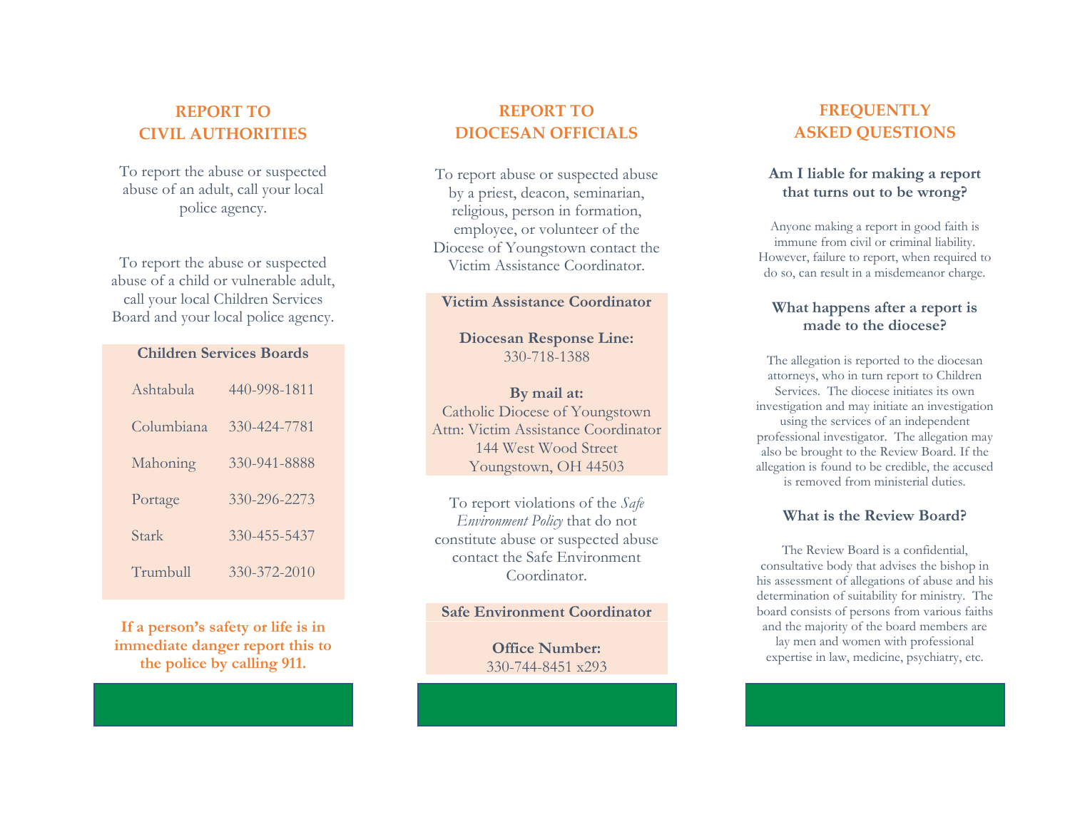## REPORT TO CIVIL AUTHORITIES

To report the abuse or suspected abuse of an adult, call your local police agency.

To report the abuse or suspected abuse of a child or vulnerable adult, call your local Children Services Board and your local police agency.

| Children Services Boards | |
|---|---|
| Ashtabula | 440-998-1811 |
| Columbiana | 330-424-7781 |
| Mahoning | 330-941-8888 |
| Portage | 330-296-2273 |
| Stark | 330-455-5437 |
| Trumbull | 330-372-2010 |

**If a person's safety or life is in immediate danger report this to the police by calling 911.**

## REPORT TO DIOCESAN OFFICIALS

To report abuse or suspected abuse by a priest, deacon, seminarian, religious, person in formation, employee, or volunteer of the Diocese of Youngstown contact the Victim Assistance Coordinator.

**Victim Assistance Coordinator**

**Diocesan Response Line:**
330-718-1388

**By mail at:**
Catholic Diocese of Youngstown
Attn: Victim Assistance Coordinator
144 West Wood Street
Youngstown, OH 44503

To report violations of the *Safe Environment Policy* that do not constitute abuse or suspected abuse contact the Safe Environment Coordinator.

**Safe Environment Coordinator**

**Office Number:**
330-744-8451 x293

## FREQUENTLY ASKED QUESTIONS

### Am I liable for making a report that turns out to be wrong?

Anyone making a report in good faith is immune from civil or criminal liability. However, failure to report, when required to do so, can result in a misdemeanor charge.

### What happens after a report is made to the diocese?

The allegation is reported to the diocesan attorneys, who in turn report to Children Services. The diocese initiates its own investigation and may initiate an investigation using the services of an independent professional investigator. The allegation may also be brought to the Review Board. If the allegation is found to be credible, the accused is removed from ministerial duties.

### What is the Review Board?

The Review Board is a confidential, consultative body that advises the bishop in his assessment of allegations of abuse and his determination of suitability for ministry. The board consists of persons from various faiths and the majority of the board members are lay men and women with professional expertise in law, medicine, psychiatry, etc.